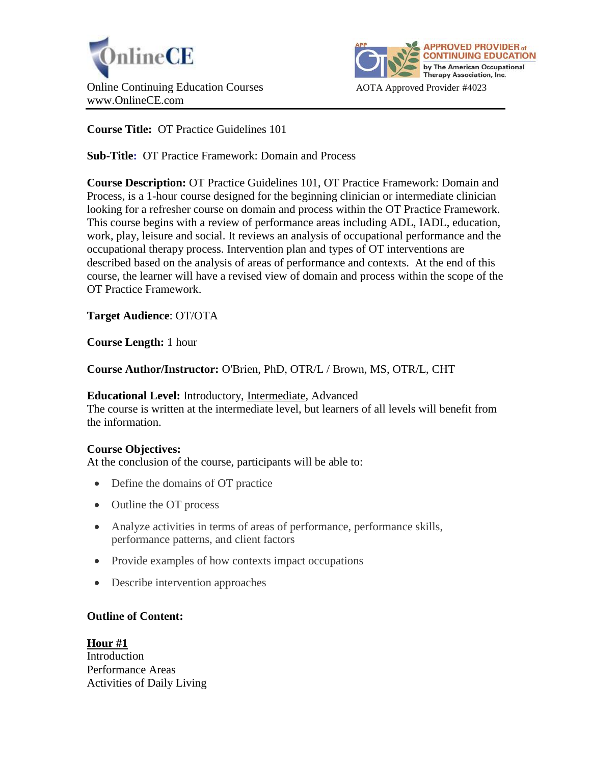OnlineCE

Online Continuing Education Courses
www.OnlineCE.com

APPROVED PROVIDER of CONTINUING EDUCATION by The American Occupational Therapy Association, Inc.

AOTA Approved Provider #4023

**Course Title:** OT Practice Guidelines 101

**Sub-Title:** OT Practice Framework: Domain and Process

**Course Description:** OT Practice Guidelines 101, OT Practice Framework: Domain and Process, is a 1-hour course designed for the beginning clinician or intermediate clinician looking for a refresher course on domain and process within the OT Practice Framework. This course begins with a review of performance areas including ADL, IADL, education, work, play, leisure and social. It reviews an analysis of occupational performance and the occupational therapy process. Intervention plan and types of OT interventions are described based on the analysis of areas of performance and contexts. At the end of this course, the learner will have a revised view of domain and process within the scope of the OT Practice Framework.

**Target Audience**: OT/OTA

**Course Length:** 1 hour

**Course Author/Instructor:** O'Brien, PhD, OTR/L / Brown, MS, OTR/L, CHT

**Educational Level:** Introductory, Intermediate, Advanced
The course is written at the intermediate level, but learners of all levels will benefit from the information.

**Course Objectives:**
At the conclusion of the course, participants will be able to:

- Define the domains of OT practice
- Outline the OT process
- Analyze activities in terms of areas of performance, performance skills, performance patterns, and client factors
- Provide examples of how contexts impact occupations
- Describe intervention approaches

**Outline of Content:**

**Hour #1**
Introduction
Performance Areas
Activities of Daily Living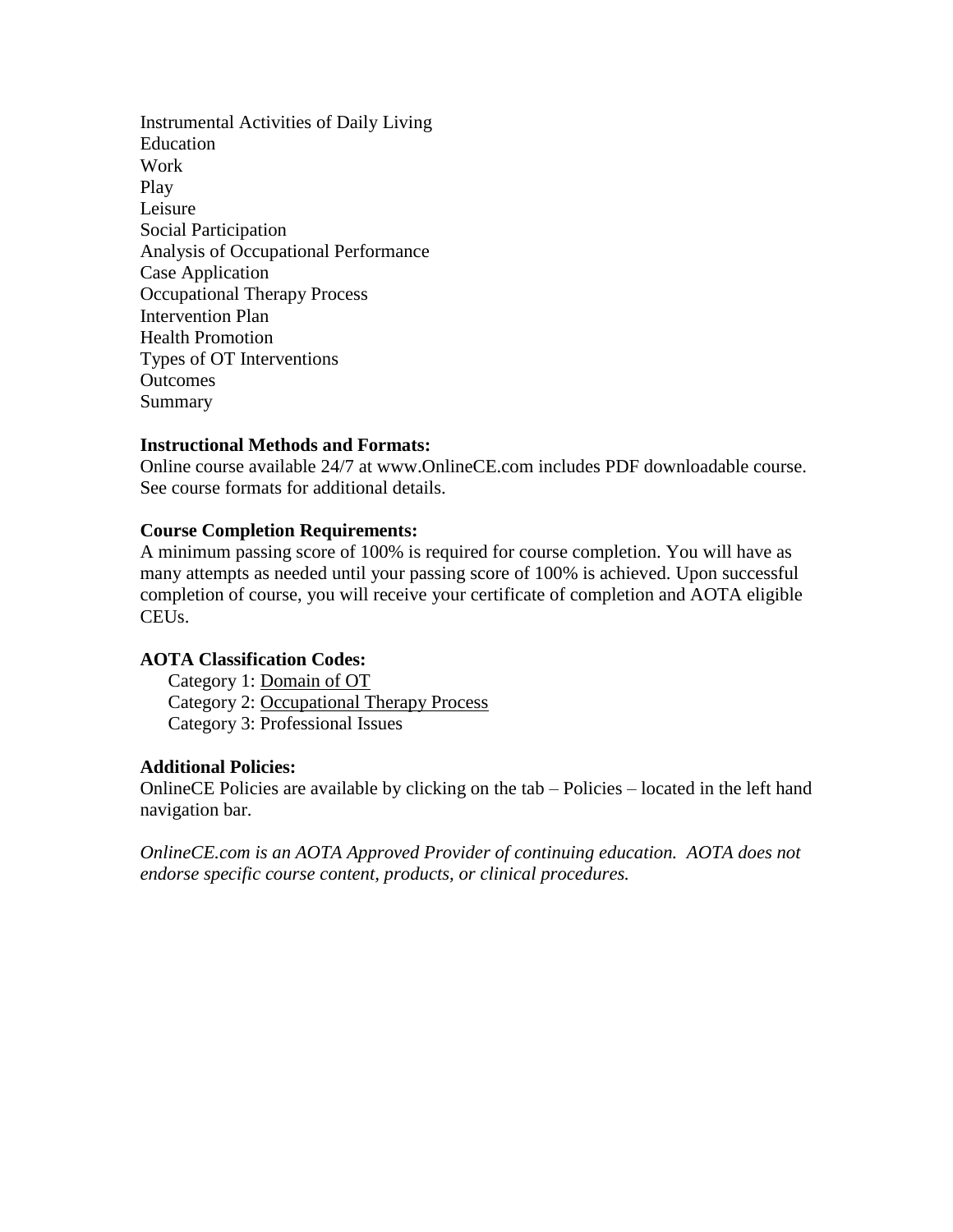Instrumental Activities of Daily Living
Education
Work
Play
Leisure
Social Participation
Analysis of Occupational Performance
Case Application
Occupational Therapy Process
Intervention Plan
Health Promotion
Types of OT Interventions
Outcomes
Summary

**Instructional Methods and Formats:**
Online course available 24/7 at www.OnlineCE.com includes PDF downloadable course. See course formats for additional details.

**Course Completion Requirements:**
A minimum passing score of 100% is required for course completion. You will have as many attempts as needed until your passing score of 100% is achieved. Upon successful completion of course, you will receive your certificate of completion and AOTA eligible CEUs.

**AOTA Classification Codes:**
Category 1: <u>Domain of OT</u>
Category 2: <u>Occupational Therapy Process</u>
Category 3: Professional Issues

**Additional Policies:**
OnlineCE Policies are available by clicking on the tab – Policies – located in the left hand navigation bar.

*OnlineCE.com is an AOTA Approved Provider of continuing education. AOTA does not endorse specific course content, products, or clinical procedures.*